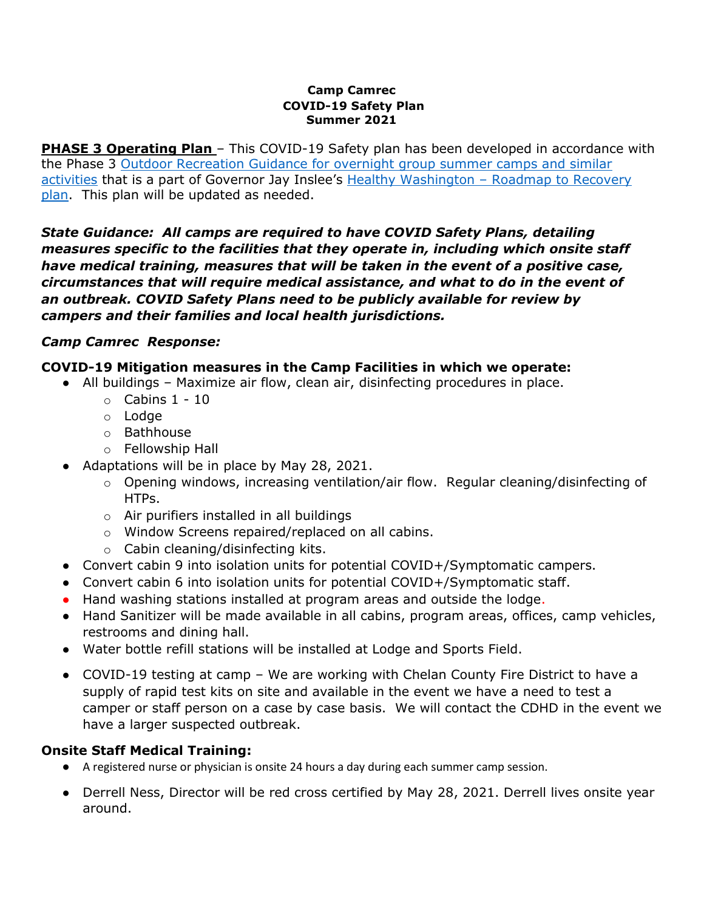**Camp Camrec**
**COVID-19 Safety Plan**
**Summer 2021**

**PHASE 3 Operating Plan** – This COVID-19 Safety plan has been developed in accordance with the Phase 3 [Outdoor Recreation Guidance for overnight group summer camps and similar activities]() that is a part of Governor Jay Inslee's [Healthy Washington – Roadmap to Recovery plan](). This plan will be updated as needed.

***State Guidance: All camps are required to have COVID Safety Plans, detailing measures specific to the facilities that they operate in, including which onsite staff have medical training, measures that will be taken in the event of a positive case, circumstances that will require medical assistance, and what to do in the event of an outbreak. COVID Safety Plans need to be publicly available for review by campers and their families and local health jurisdictions.***

***Camp Camrec Response:***

**COVID-19 Mitigation measures in the Camp Facilities in which we operate:**

- All buildings – Maximize air flow, clean air, disinfecting procedures in place.
  - Cabins 1 - 10
  - Lodge
  - Bathhouse
  - Fellowship Hall
- Adaptations will be in place by May 28, 2021.
  - Opening windows, increasing ventilation/air flow. Regular cleaning/disinfecting of HTPs.
  - Air purifiers installed in all buildings
  - Window Screens repaired/replaced on all cabins.
  - Cabin cleaning/disinfecting kits.
- Convert cabin 9 into isolation units for potential COVID+/Symptomatic campers.
- Convert cabin 6 into isolation units for potential COVID+/Symptomatic staff.
- Hand washing stations installed at program areas and outside the lodge.
- Hand Sanitizer will be made available in all cabins, program areas, offices, camp vehicles, restrooms and dining hall.
- Water bottle refill stations will be installed at Lodge and Sports Field.
- COVID-19 testing at camp – We are working with Chelan County Fire District to have a supply of rapid test kits on site and available in the event we have a need to test a camper or staff person on a case by case basis. We will contact the CDHD in the event we have a larger suspected outbreak.

**Onsite Staff Medical Training:**

- A registered nurse or physician is onsite 24 hours a day during each summer camp session.
- Derrell Ness, Director will be red cross certified by May 28, 2021. Derrell lives onsite year around.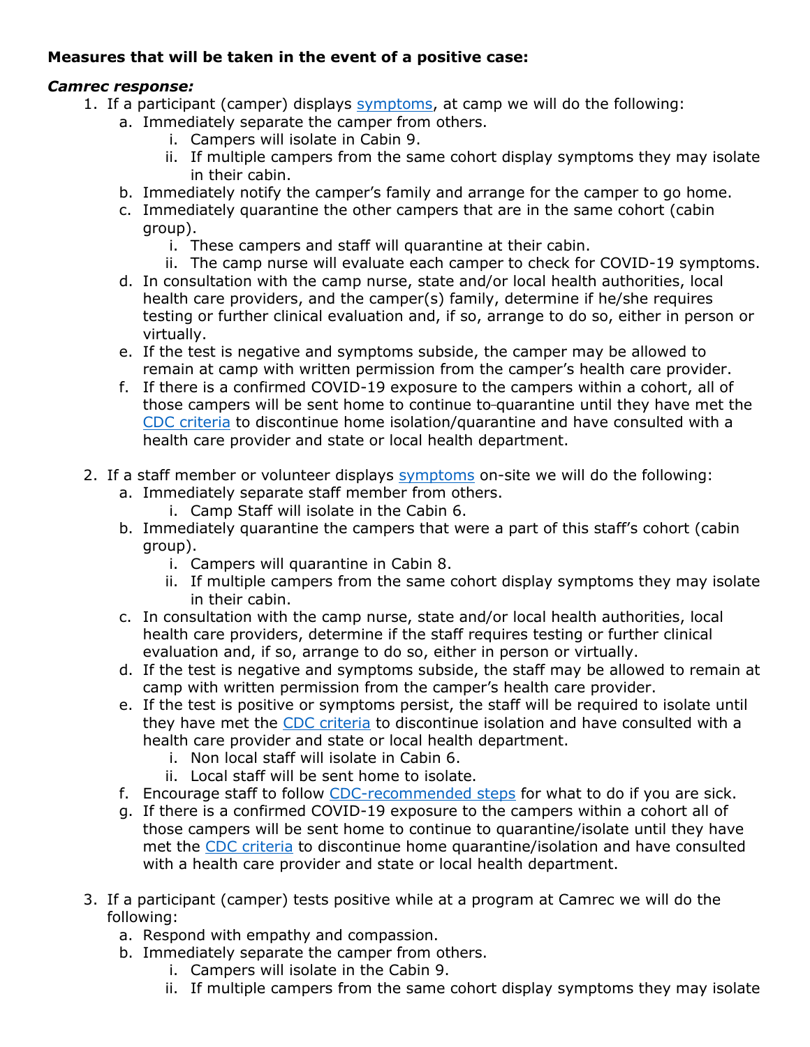**Measures that will be taken in the event of a positive case:**

***Camrec response:***

1. If a participant (camper) displays symptoms, at camp we will do the following:
    a. Immediately separate the camper from others.
        i. Campers will isolate in Cabin 9.
        ii. If multiple campers from the same cohort display symptoms they may isolate in their cabin.
    b. Immediately notify the camper's family and arrange for the camper to go home.
    c. Immediately quarantine the other campers that are in the same cohort (cabin group).
        i. These campers and staff will quarantine at their cabin.
        ii. The camp nurse will evaluate each camper to check for COVID-19 symptoms.
    d. In consultation with the camp nurse, state and/or local health authorities, local health care providers, and the camper(s) family, determine if he/she requires testing or further clinical evaluation and, if so, arrange to do so, either in person or virtually.
    e. If the test is negative and symptoms subside, the camper may be allowed to remain at camp with written permission from the camper's health care provider.
    f. If there is a confirmed COVID-19 exposure to the campers within a cohort, all of those campers will be sent home to continue to quarantine until they have met the CDC criteria to discontinue home isolation/quarantine and have consulted with a health care provider and state or local health department.

2. If a staff member or volunteer displays symptoms on-site we will do the following:
    a. Immediately separate staff member from others.
        i. Camp Staff will isolate in the Cabin 6.
    b. Immediately quarantine the campers that were a part of this staff's cohort (cabin group).
        i. Campers will quarantine in Cabin 8.
        ii. If multiple campers from the same cohort display symptoms they may isolate in their cabin.
    c. In consultation with the camp nurse, state and/or local health authorities, local health care providers, determine if the staff requires testing or further clinical evaluation and, if so, arrange to do so, either in person or virtually.
    d. If the test is negative and symptoms subside, the staff may be allowed to remain at camp with written permission from the camper's health care provider.
    e. If the test is positive or symptoms persist, the staff will be required to isolate until they have met the CDC criteria to discontinue isolation and have consulted with a health care provider and state or local health department.
        i. Non local staff will isolate in Cabin 6.
        ii. Local staff will be sent home to isolate.
    f. Encourage staff to follow CDC-recommended steps for what to do if you are sick.
    g. If there is a confirmed COVID-19 exposure to the campers within a cohort all of those campers will be sent home to continue to quarantine/isolate until they have met the CDC criteria to discontinue home quarantine/isolation and have consulted with a health care provider and state or local health department.

3. If a participant (camper) tests positive while at a program at Camrec we will do the following:
    a. Respond with empathy and compassion.
    b. Immediately separate the camper from others.
        i. Campers will isolate in the Cabin 9.
        ii. If multiple campers from the same cohort display symptoms they may isolate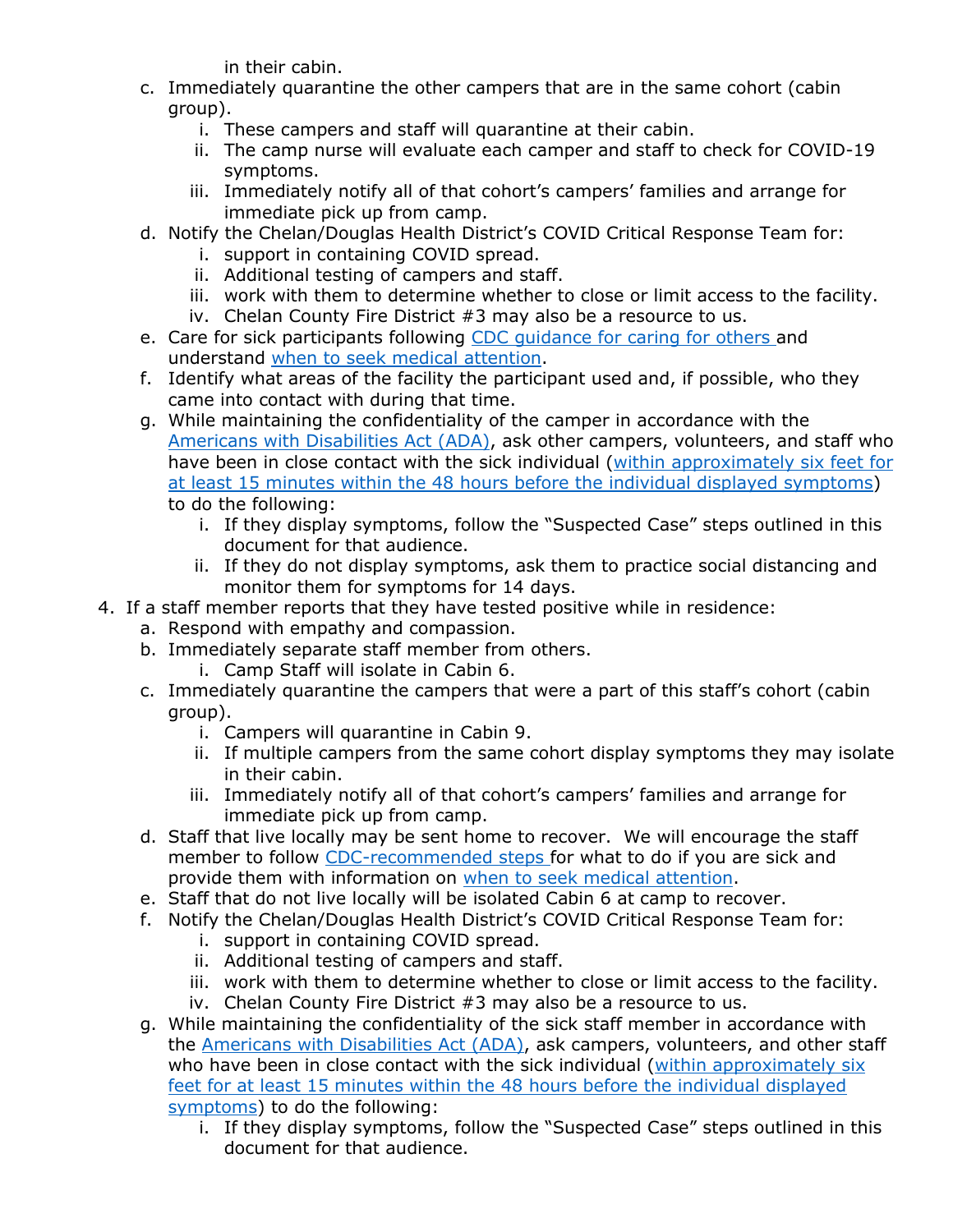in their cabin.

   c. Immediately quarantine the other campers that are in the same cohort (cabin group).
      i. These campers and staff will quarantine at their cabin.
      ii. The camp nurse will evaluate each camper and staff to check for COVID-19 symptoms.
      iii. Immediately notify all of that cohort's campers' families and arrange for immediate pick up from camp.
   d. Notify the Chelan/Douglas Health District's COVID Critical Response Team for:
      i. support in containing COVID spread.
      ii. Additional testing of campers and staff.
      iii. work with them to determine whether to close or limit access to the facility.
      iv. Chelan County Fire District #3 may also be a resource to us.
   e. Care for sick participants following [CDC guidance for caring for others ]and understand [when to seek medical attention].
   f. Identify what areas of the facility the participant used and, if possible, who they came into contact with during that time.
   g. While maintaining the confidentiality of the camper in accordance with the [Americans with Disabilities Act (ADA)], ask other campers, volunteers, and staff who have been in close contact with the sick individual ([within approximately six feet for at least 15 minutes within the 48 hours before the individual displayed symptoms]) to do the following:
      i. If they display symptoms, follow the "Suspected Case" steps outlined in this document for that audience.
      ii. If they do not display symptoms, ask them to practice social distancing and monitor them for symptoms for 14 days.

4. If a staff member reports that they have tested positive while in residence:
   a. Respond with empathy and compassion.
   b. Immediately separate staff member from others.
      i. Camp Staff will isolate in Cabin 6.
   c. Immediately quarantine the campers that were a part of this staff's cohort (cabin group).
      i. Campers will quarantine in Cabin 9.
      ii. If multiple campers from the same cohort display symptoms they may isolate in their cabin.
      iii. Immediately notify all of that cohort's campers' families and arrange for immediate pick up from camp.
   d. Staff that live locally may be sent home to recover. We will encourage the staff member to follow [CDC-recommended steps ]for what to do if you are sick and provide them with information on [when to seek medical attention].
   e. Staff that do not live locally will be isolated Cabin 6 at camp to recover.
   f. Notify the Chelan/Douglas Health District's COVID Critical Response Team for:
      i. support in containing COVID spread.
      ii. Additional testing of campers and staff.
      iii. work with them to determine whether to close or limit access to the facility.
      iv. Chelan County Fire District #3 may also be a resource to us.
   g. While maintaining the confidentiality of the sick staff member in accordance with the [Americans with Disabilities Act (ADA)], ask campers, volunteers, and other staff who have been in close contact with the sick individual ([within approximately six feet for at least 15 minutes within the 48 hours before the individual displayed symptoms]) to do the following:
      i. If they display symptoms, follow the "Suspected Case" steps outlined in this document for that audience.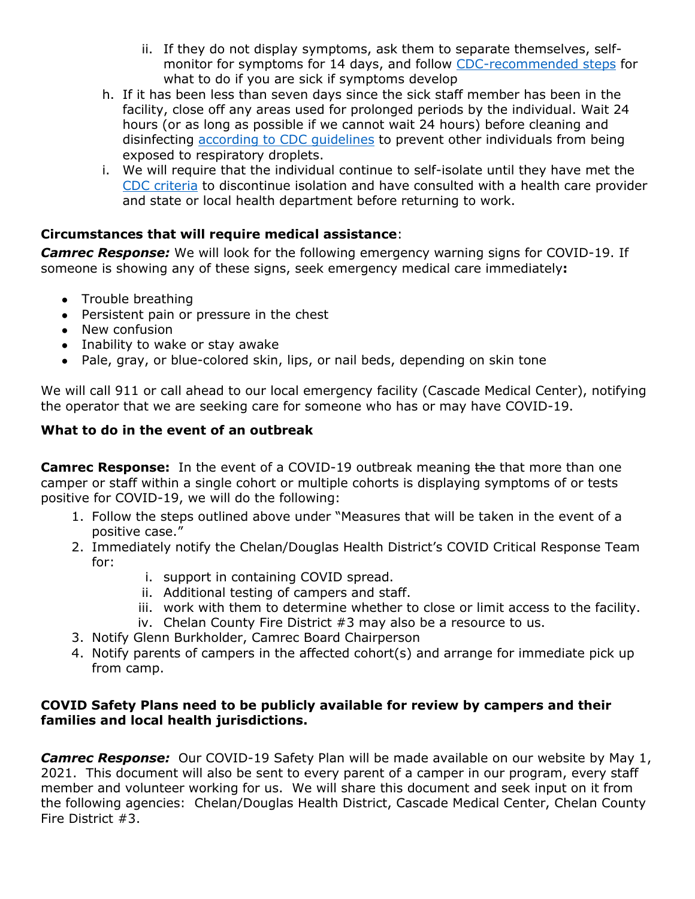ii. If they do not display symptoms, ask them to separate themselves, self-monitor for symptoms for 14 days, and follow CDC-recommended steps for what to do if you are sick if symptoms develop

h. If it has been less than seven days since the sick staff member has been in the facility, close off any areas used for prolonged periods by the individual. Wait 24 hours (or as long as possible if we cannot wait 24 hours) before cleaning and disinfecting according to CDC guidelines to prevent other individuals from being exposed to respiratory droplets.

i. We will require that the individual continue to self-isolate until they have met the CDC criteria to discontinue isolation and have consulted with a health care provider and state or local health department before returning to work.

**Circumstances that will require medical assistance**:

***Camrec Response:*** We will look for the following emergency warning signs for COVID-19. If someone is showing any of these signs, seek emergency medical care immediately**:**

- Trouble breathing
- Persistent pain or pressure in the chest
- New confusion
- Inability to wake or stay awake
- Pale, gray, or blue-colored skin, lips, or nail beds, depending on skin tone

We will call 911 or call ahead to our local emergency facility (Cascade Medical Center), notifying the operator that we are seeking care for someone who has or may have COVID-19.

**What to do in the event of an outbreak**

**Camrec Response:** In the event of a COVID-19 outbreak meaning ~~the~~ that more than one camper or staff within a single cohort or multiple cohorts is displaying symptoms of or tests positive for COVID-19, we will do the following:

1. Follow the steps outlined above under "Measures that will be taken in the event of a positive case."
2. Immediately notify the Chelan/Douglas Health District's COVID Critical Response Team for:
   i. support in containing COVID spread.
   ii. Additional testing of campers and staff.
   iii. work with them to determine whether to close or limit access to the facility.
   iv. Chelan County Fire District #3 may also be a resource to us.
3. Notify Glenn Burkholder, Camrec Board Chairperson
4. Notify parents of campers in the affected cohort(s) and arrange for immediate pick up from camp.

**COVID Safety Plans need to be publicly available for review by campers and their families and local health jurisdictions.**

***Camrec Response:*** Our COVID-19 Safety Plan will be made available on our website by May 1, 2021. This document will also be sent to every parent of a camper in our program, every staff member and volunteer working for us. We will share this document and seek input on it from the following agencies: Chelan/Douglas Health District, Cascade Medical Center, Chelan County Fire District #3.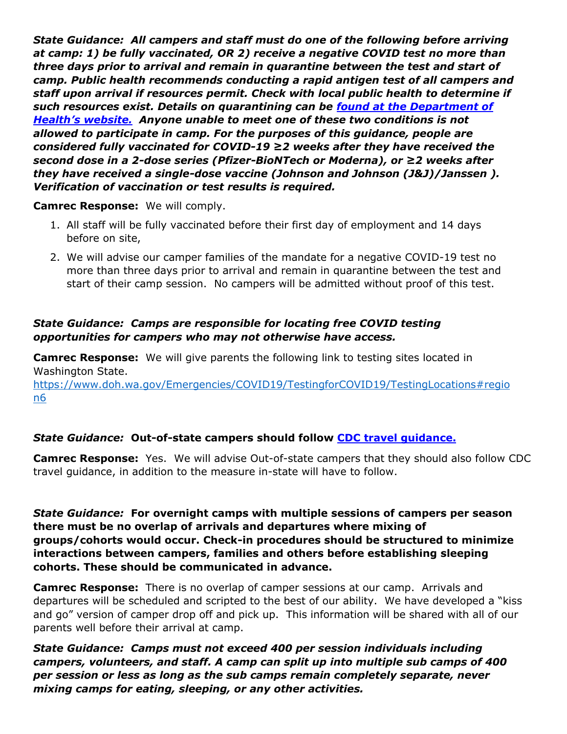***State Guidance: All campers and staff must do one of the following before arriving at camp: 1) be fully vaccinated, OR 2) receive a negative COVID test no more than three days prior to arrival and remain in quarantine between the test and start of camp. Public health recommends conducting a rapid antigen test of all campers and staff upon arrival if resources permit. Check with local public health to determine if such resources exist. Details on quarantining can be [found at the Department of Health's website.](#) Anyone unable to meet one of these two conditions is not allowed to participate in camp. For the purposes of this guidance, people are considered fully vaccinated for COVID-19 ≥2 weeks after they have received the second dose in a 2-dose series (Pfizer-BioNTech or Moderna), or ≥2 weeks after they have received a single-dose vaccine (Johnson and Johnson (J&J)/Janssen ). Verification of vaccination or test results is required.***

**Camrec Response:** We will comply.

1. All staff will be fully vaccinated before their first day of employment and 14 days before on site,
2. We will advise our camper families of the mandate for a negative COVID-19 test no more than three days prior to arrival and remain in quarantine between the test and start of their camp session. No campers will be admitted without proof of this test.

***State Guidance: Camps are responsible for locating free COVID testing opportunities for campers who may not otherwise have access.***

**Camrec Response:** We will give parents the following link to testing sites located in Washington State.
https://www.doh.wa.gov/Emergencies/COVID19/TestingforCOVID19/TestingLocations#region6

***State Guidance:*** **Out-of-state campers should follow [CDC travel guidance.](#)**

**Camrec Response:** Yes. We will advise Out-of-state campers that they should also follow CDC travel guidance, in addition to the measure in-state will have to follow.

***State Guidance:*** **For overnight camps with multiple sessions of campers per season there must be no overlap of arrivals and departures where mixing of groups/cohorts would occur. Check-in procedures should be structured to minimize interactions between campers, families and others before establishing sleeping cohorts. These should be communicated in advance.**

**Camrec Response:** There is no overlap of camper sessions at our camp. Arrivals and departures will be scheduled and scripted to the best of our ability. We have developed a "kiss and go" version of camper drop off and pick up. This information will be shared with all of our parents well before their arrival at camp.

***State Guidance: Camps must not exceed 400 per session individuals including campers, volunteers, and staff. A camp can split up into multiple sub camps of 400 per session or less as long as the sub camps remain completely separate, never mixing camps for eating, sleeping, or any other activities.***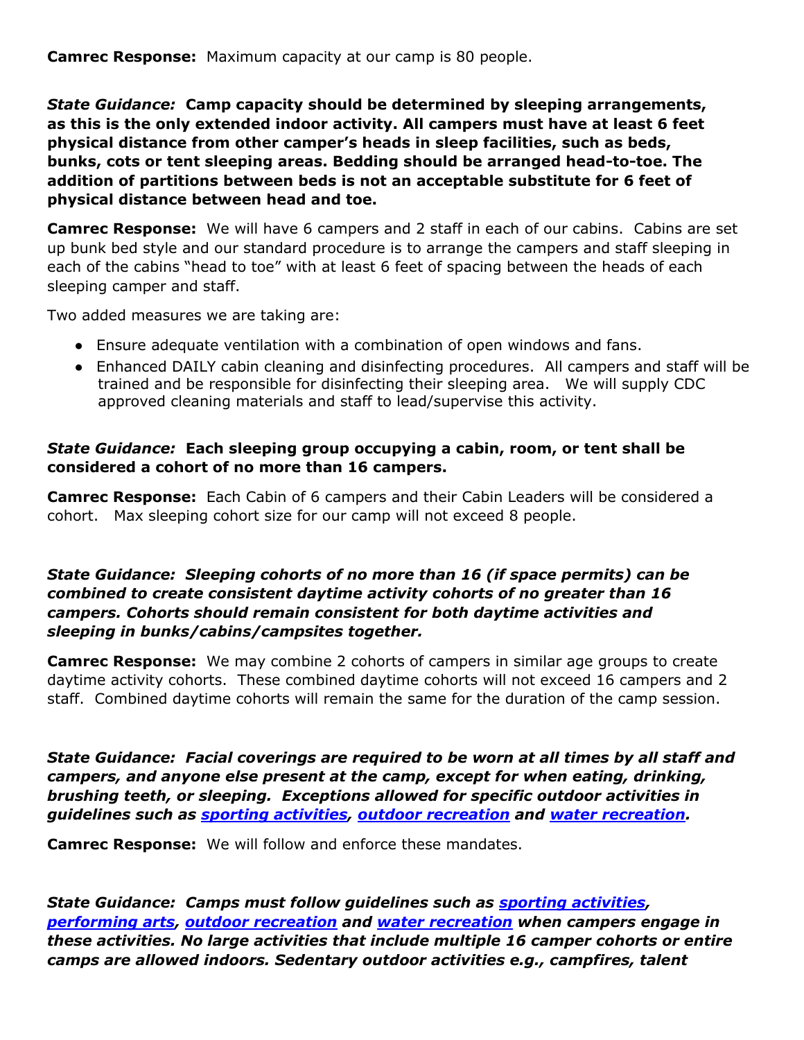**Camrec Response:** Maximum capacity at our camp is 80 people.

***State Guidance:*** **Camp capacity should be determined by sleeping arrangements, as this is the only extended indoor activity. All campers must have at least 6 feet physical distance from other camper's heads in sleep facilities, such as beds, bunks, cots or tent sleeping areas. Bedding should be arranged head-to-toe. The addition of partitions between beds is not an acceptable substitute for 6 feet of physical distance between head and toe.**

**Camrec Response:** We will have 6 campers and 2 staff in each of our cabins. Cabins are set up bunk bed style and our standard procedure is to arrange the campers and staff sleeping in each of the cabins "head to toe" with at least 6 feet of spacing between the heads of each sleeping camper and staff.

Two added measures we are taking are:

- Ensure adequate ventilation with a combination of open windows and fans.
- Enhanced DAILY cabin cleaning and disinfecting procedures. All campers and staff will be trained and be responsible for disinfecting their sleeping area. We will supply CDC approved cleaning materials and staff to lead/supervise this activity.

***State Guidance:*** **Each sleeping group occupying a cabin, room, or tent shall be considered a cohort of no more than 16 campers.**

**Camrec Response:** Each Cabin of 6 campers and their Cabin Leaders will be considered a cohort. Max sleeping cohort size for our camp will not exceed 8 people.

***State Guidance: Sleeping cohorts of no more than 16 (if space permits) can be combined to create consistent daytime activity cohorts of no greater than 16 campers. Cohorts should remain consistent for both daytime activities and sleeping in bunks/cabins/campsites together.***

**Camrec Response:** We may combine 2 cohorts of campers in similar age groups to create daytime activity cohorts. These combined daytime cohorts will not exceed 16 campers and 2 staff. Combined daytime cohorts will remain the same for the duration of the camp session.

***State Guidance: Facial coverings are required to be worn at all times by all staff and campers, and anyone else present at the camp, except for when eating, drinking, brushing teeth, or sleeping. Exceptions allowed for specific outdoor activities in guidelines such as sporting activities, outdoor recreation and water recreation.***

**Camrec Response:** We will follow and enforce these mandates.

***State Guidance: Camps must follow guidelines such as sporting activities, performing arts, outdoor recreation and water recreation when campers engage in these activities. No large activities that include multiple 16 camper cohorts or entire camps are allowed indoors. Sedentary outdoor activities e.g., campfires, talent***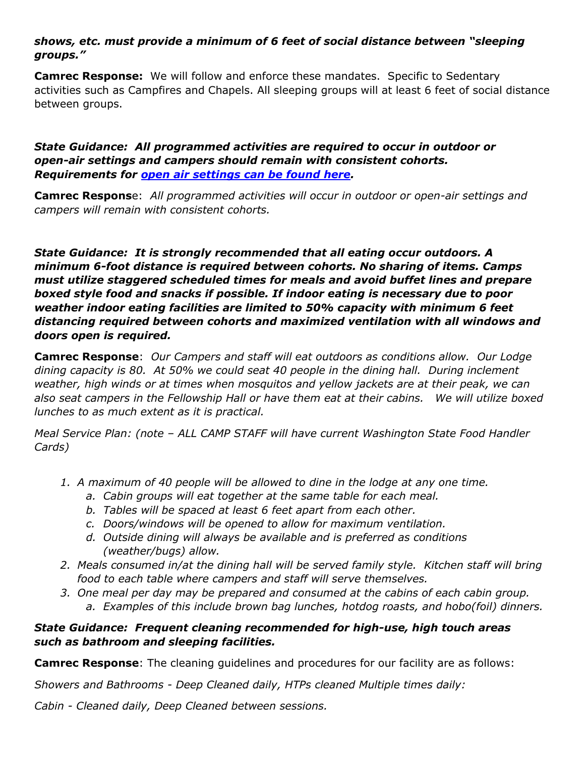***shows, etc. must provide a minimum of 6 feet of social distance between "sleeping groups."***

**Camrec Response:** We will follow and enforce these mandates. Specific to Sedentary activities such as Campfires and Chapels. All sleeping groups will at least 6 feet of social distance between groups.

***State Guidance: All programmed activities are required to occur in outdoor or open-air settings and campers should remain with consistent cohorts. Requirements for [open air settings can be found here](open air settings can be found here).***

**Camrec Respons**e: *All programmed activities will occur in outdoor or open-air settings and campers will remain with consistent cohorts.*

***State Guidance: It is strongly recommended that all eating occur outdoors. A minimum 6-foot distance is required between cohorts. No sharing of items. Camps must utilize staggered scheduled times for meals and avoid buffet lines and prepare boxed style food and snacks if possible. If indoor eating is necessary due to poor weather indoor eating facilities are limited to 50% capacity with minimum 6 feet distancing required between cohorts and maximized ventilation with all windows and doors open is required.***

**Camrec Response**: *Our Campers and staff will eat outdoors as conditions allow. Our Lodge dining capacity is 80. At 50% we could seat 40 people in the dining hall. During inclement weather, high winds or at times when mosquitos and yellow jackets are at their peak, we can also seat campers in the Fellowship Hall or have them eat at their cabins. We will utilize boxed lunches to as much extent as it is practical.*

*Meal Service Plan: (note – ALL CAMP STAFF will have current Washington State Food Handler Cards)*

1. *A maximum of 40 people will be allowed to dine in the lodge at any one time.*
    a. *Cabin groups will eat together at the same table for each meal.*
    b. *Tables will be spaced at least 6 feet apart from each other.*
    c. *Doors/windows will be opened to allow for maximum ventilation.*
    d. *Outside dining will always be available and is preferred as conditions (weather/bugs) allow.*
2. *Meals consumed in/at the dining hall will be served family style. Kitchen staff will bring food to each table where campers and staff will serve themselves.*
3. *One meal per day may be prepared and consumed at the cabins of each cabin group.*
    a. *Examples of this include brown bag lunches, hotdog roasts, and hobo(foil) dinners.*

***State Guidance: Frequent cleaning recommended for high-use, high touch areas such as bathroom and sleeping facilities.***

**Camrec Response**: The cleaning guidelines and procedures for our facility are as follows:

*Showers and Bathrooms - Deep Cleaned daily, HTPs cleaned Multiple times daily:*

*Cabin - Cleaned daily, Deep Cleaned between sessions.*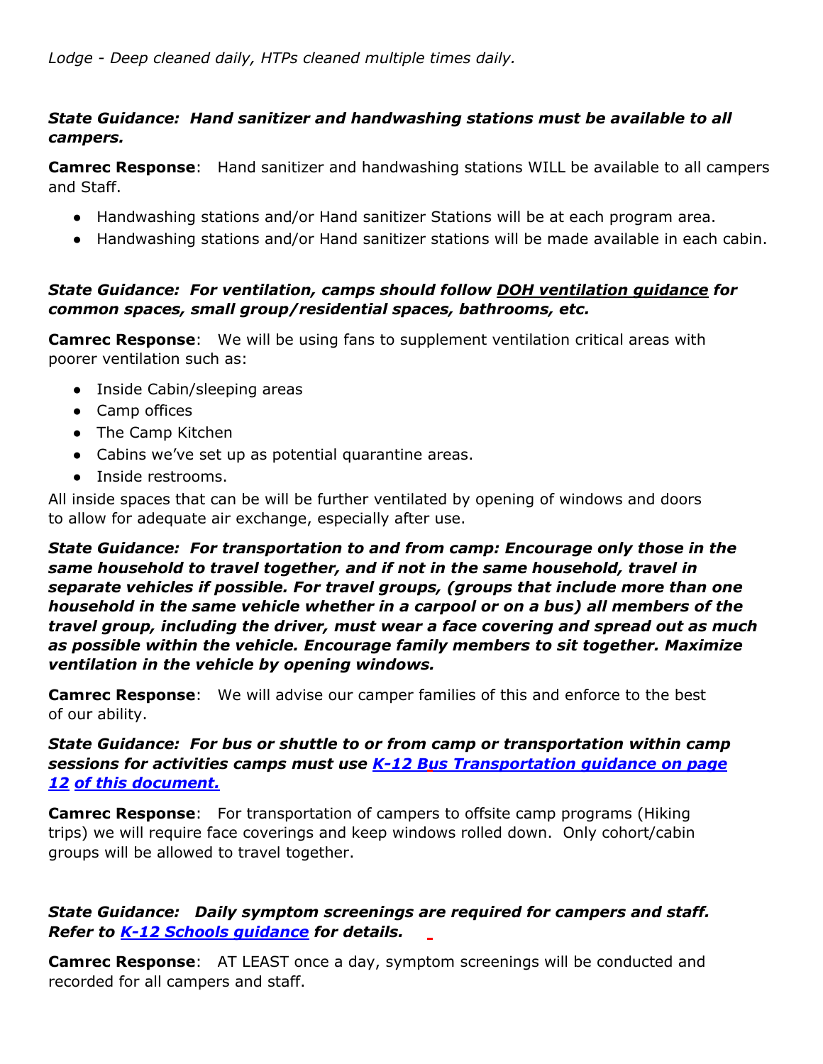*Lodge - Deep cleaned daily, HTPs cleaned multiple times daily.*

***State Guidance: Hand sanitizer and handwashing stations must be available to all campers.***

**Camrec Response**: Hand sanitizer and handwashing stations WILL be available to all campers and Staff.

- Handwashing stations and/or Hand sanitizer Stations will be at each program area.
- Handwashing stations and/or Hand sanitizer stations will be made available in each cabin.

***State Guidance: For ventilation, camps should follow DOH ventilation guidance for common spaces, small group/residential spaces, bathrooms, etc.***

**Camrec Response**: We will be using fans to supplement ventilation critical areas with poorer ventilation such as:

- Inside Cabin/sleeping areas
- Camp offices
- The Camp Kitchen
- Cabins we've set up as potential quarantine areas.
- Inside restrooms.

All inside spaces that can be will be further ventilated by opening of windows and doors to allow for adequate air exchange, especially after use.

***State Guidance: For transportation to and from camp: Encourage only those in the same household to travel together, and if not in the same household, travel in separate vehicles if possible. For travel groups, (groups that include more than one household in the same vehicle whether in a carpool or on a bus) all members of the travel group, including the driver, must wear a face covering and spread out as much as possible within the vehicle. Encourage family members to sit together. Maximize ventilation in the vehicle by opening windows.***

**Camrec Response**: We will advise our camper families of this and enforce to the best of our ability.

***State Guidance: For bus or shuttle to or from camp or transportation within camp sessions for activities camps must use K-12 Bus Transportation guidance on page 12 of this document.***

**Camrec Response**: For transportation of campers to offsite camp programs (Hiking trips) we will require face coverings and keep windows rolled down. Only cohort/cabin groups will be allowed to travel together.

***State Guidance: Daily symptom screenings are required for campers and staff. Refer to K-12 Schools guidance for details.***

**Camrec Response**: AT LEAST once a day, symptom screenings will be conducted and recorded for all campers and staff.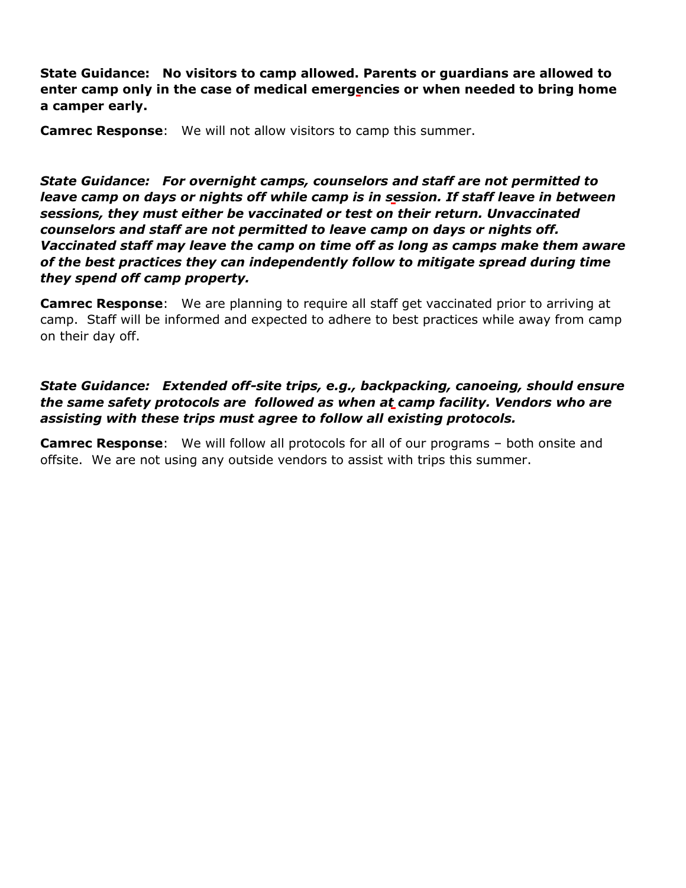**State Guidance: No visitors to camp allowed. Parents or guardians are allowed to enter camp only in the case of medical emergencies or when needed to bring home a camper early.**

**Camrec Response**: We will not allow visitors to camp this summer.

***State Guidance: For overnight camps, counselors and staff are not permitted to leave camp on days or nights off while camp is in session. If staff leave in between sessions, they must either be vaccinated or test on their return. Unvaccinated counselors and staff are not permitted to leave camp on days or nights off. Vaccinated staff may leave the camp on time off as long as camps make them aware of the best practices they can independently follow to mitigate spread during time they spend off camp property.***

**Camrec Response**: We are planning to require all staff get vaccinated prior to arriving at camp. Staff will be informed and expected to adhere to best practices while away from camp on their day off.

***State Guidance: Extended off-site trips, e.g., backpacking, canoeing, should ensure the same safety protocols are followed as when at camp facility. Vendors who are assisting with these trips must agree to follow all existing protocols.***

**Camrec Response**: We will follow all protocols for all of our programs – both onsite and offsite. We are not using any outside vendors to assist with trips this summer.